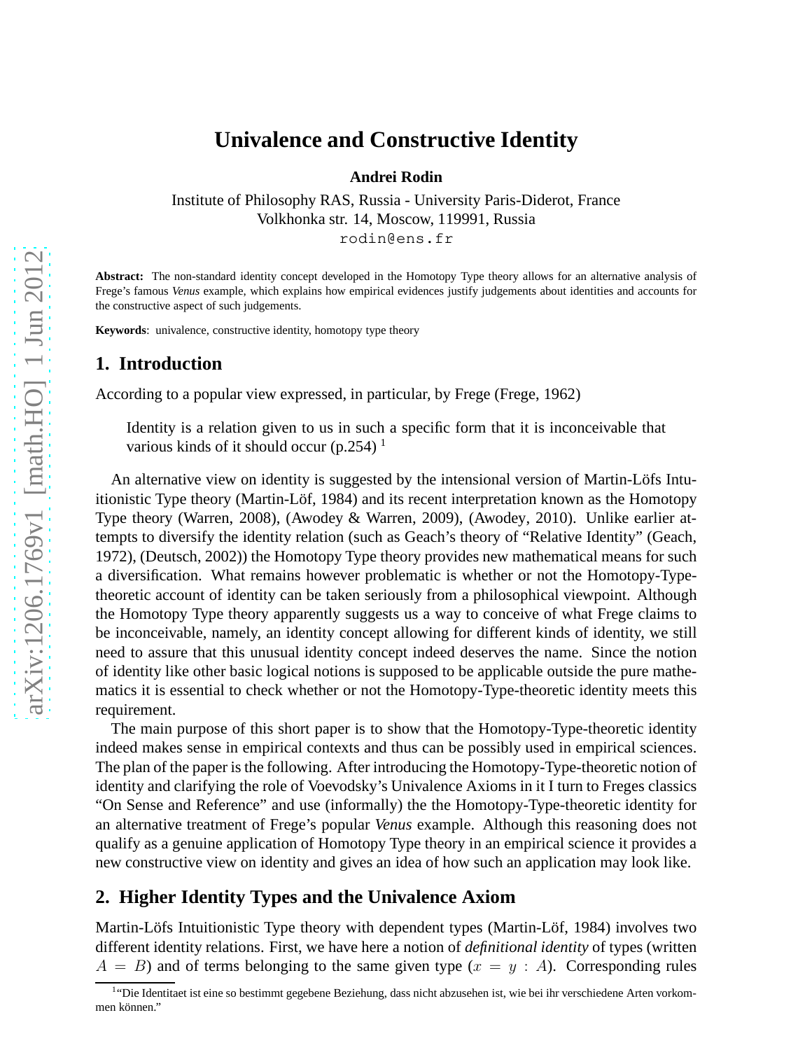# Univalence and Constructive Identity

**Andrei Rodin**

Institute of Philosophy RAS, Russia - University Paris-Diderot, France
Volkhonka str. 14, Moscow, 119991, Russia
rodin@ens.fr

**Abstract:** The non-standard identity concept developed in the Homotopy Type theory allows for an alternative analysis of Frege's famous *Venus* example, which explains how empirical evidences justify judgements about identities and accounts for the constructive aspect of such judgements.

**Keywords**: univalence, constructive identity, homotopy type theory

## 1. Introduction

According to a popular view expressed, in particular, by Frege (Frege, 1962)

> Identity is a relation given to us in such a specific form that it is inconceivable that various kinds of it should occur (p.254) [1]

An alternative view on identity is suggested by the intensional version of Martin-Löfs Intuitionistic Type theory (Martin-Löf, 1984) and its recent interpretation known as the Homotopy Type theory (Warren, 2008), (Awodey & Warren, 2009), (Awodey, 2010). Unlike earlier attempts to diversify the identity relation (such as Geach's theory of "Relative Identity" (Geach, 1972), (Deutsch, 2002)) the Homotopy Type theory provides new mathematical means for such a diversification. What remains however problematic is whether or not the Homotopy-Type-theoretic account of identity can be taken seriously from a philosophical viewpoint. Although the Homotopy Type theory apparently suggests us a way to conceive of what Frege claims to be inconceivable, namely, an identity concept allowing for different kinds of identity, we still need to assure that this unusual identity concept indeed deserves the name. Since the notion of identity like other basic logical notions is supposed to be applicable outside the pure mathematics it is essential to check whether or not the Homotopy-Type-theoretic identity meets this requirement.

The main purpose of this short paper is to show that the Homotopy-Type-theoretic identity indeed makes sense in empirical contexts and thus can be possibly used in empirical sciences. The plan of the paper is the following. After introducing the Homotopy-Type-theoretic notion of identity and clarifying the role of Voevodsky's Univalence Axioms in it I turn to Freges classics "On Sense and Reference" and use (informally) the the Homotopy-Type-theoretic identity for an alternative treatment of Frege's popular *Venus* example. Although this reasoning does not qualify as a genuine application of Homotopy Type theory in an empirical science it provides a new constructive view on identity and gives an idea of how such an application may look like.

## 2. Higher Identity Types and the Univalence Axiom

Martin-Löfs Intuitionistic Type theory with dependent types (Martin-Löf, 1984) involves two different identity relations. First, we have here a notion of *definitional identity* of types (written $A = B$) and of terms belonging to the same given type ($x = y : A$). Corresponding rules

[1] "Die Identitaet ist eine so bestimmt gegebene Beziehung, dass nicht abzusehen ist, wie bei ihr verschiedene Arten vorkommen können."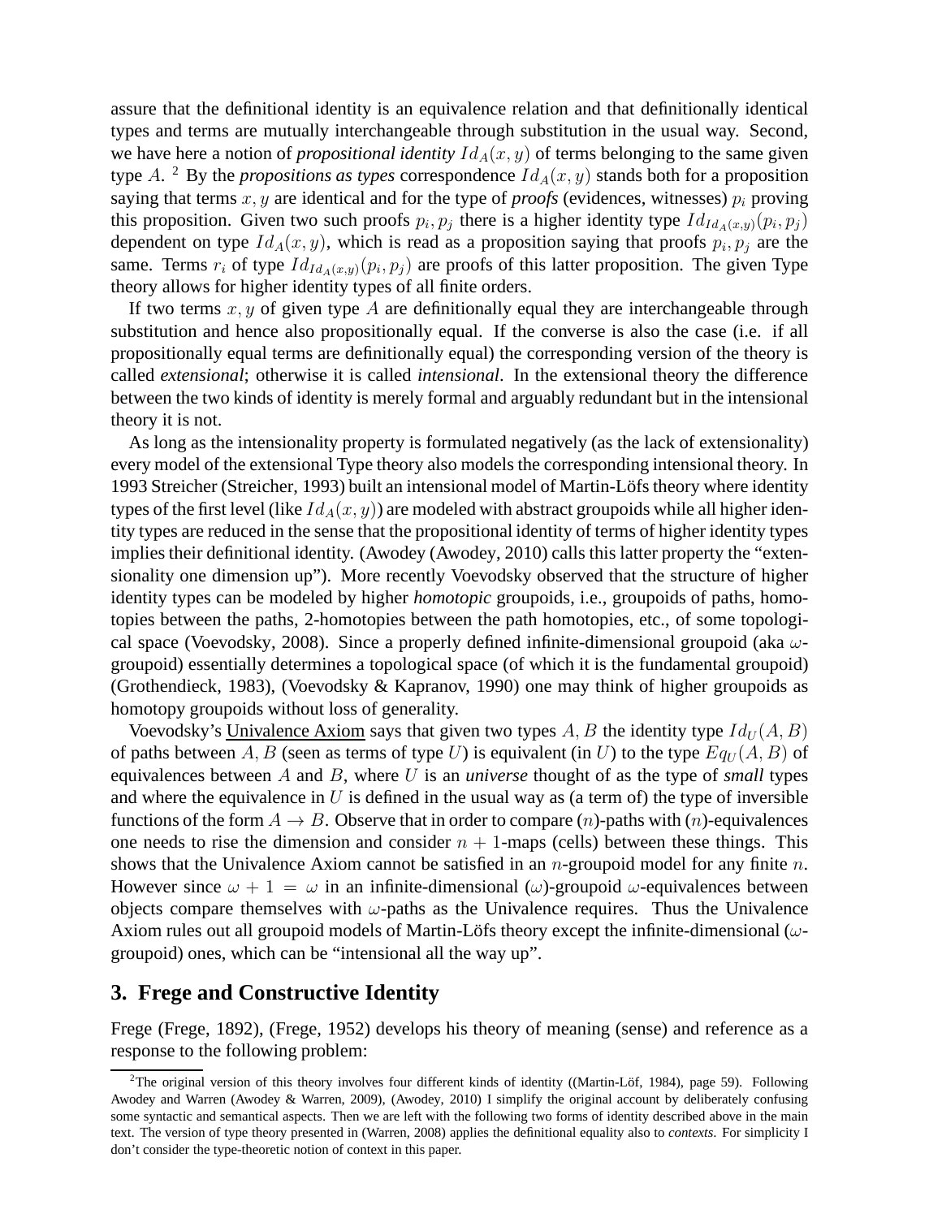assure that the definitional identity is an equivalence relation and that definitionally identical types and terms are mutually interchangeable through substitution in the usual way. Second, we have here a notion of *propositional identity* $Id_A(x, y)$ of terms belonging to the same given type $A$. [2] By the *propositions as types* correspondence $Id_A(x, y)$ stands both for a proposition saying that terms $x, y$ are identical and for the type of *proofs* (evidences, witnesses) $p_i$ proving this proposition. Given two such proofs $p_i, p_j$ there is a higher identity type $Id_{Id_A(x,y)}(p_i, p_j)$ dependent on type $Id_A(x, y)$, which is read as a proposition saying that proofs $p_i, p_j$ are the same. Terms $r_i$ of type $Id_{Id_A(x,y)}(p_i, p_j)$ are proofs of this latter proposition. The given Type theory allows for higher identity types of all finite orders.

If two terms $x, y$ of given type $A$ are definitionally equal they are interchangeable through substitution and hence also propositionally equal. If the converse is also the case (i.e. if all propositionally equal terms are definitionally equal) the corresponding version of the theory is called *extensional*; otherwise it is called *intensional*. In the extensional theory the difference between the two kinds of identity is merely formal and arguably redundant but in the intensional theory it is not.

As long as the intensionality property is formulated negatively (as the lack of extensionality) every model of the extensional Type theory also models the corresponding intensional theory. In 1993 Streicher (Streicher, 1993) built an intensional model of Martin-Löfs theory where identity types of the first level (like $Id_A(x, y)$) are modeled with abstract groupoids while all higher identity types are reduced in the sense that the propositional identity of terms of higher identity types implies their definitional identity. (Awodey (Awodey, 2010) calls this latter property the "extensionality one dimension up"). More recently Voevodsky observed that the structure of higher identity types can be modeled by higher *homotopic* groupoids, i.e., groupoids of paths, homotopies between the paths, 2-homotopies between the path homotopies, etc., of some topological space (Voevodsky, 2008). Since a properly defined infinite-dimensional groupoid (aka $\omega$-groupoid) essentially determines a topological space (of which it is the fundamental groupoid) (Grothendieck, 1983), (Voevodsky & Kapranov, 1990) one may think of higher groupoids as homotopy groupoids without loss of generality.

Voevodsky's Univalence Axiom says that given two types $A, B$ the identity type $Id_U(A, B)$ of paths between $A, B$ (seen as terms of type $U$) is equivalent (in $U$) to the type $Eq_U(A, B)$ of equivalences between $A$ and $B$, where $U$ is an *universe* thought of as the type of *small* types and where the equivalence in $U$ is defined in the usual way as (a term of) the type of inversible functions of the form $A \to B$. Observe that in order to compare $(n)$-paths with $(n)$-equivalences one needs to rise the dimension and consider $n + 1$-maps (cells) between these things. This shows that the Univalence Axiom cannot be satisfied in an $n$-groupoid model for any finite $n$. However since $\omega + 1 = \omega$ in an infinite-dimensional ($\omega$)-groupoid $\omega$-equivalences between objects compare themselves with $\omega$-paths as the Univalence requires. Thus the Univalence Axiom rules out all groupoid models of Martin-Löfs theory except the infinite-dimensional ($\omega$-groupoid) ones, which can be "intensional all the way up".

## 3. Frege and Constructive Identity

Frege (Frege, 1892), (Frege, 1952) develops his theory of meaning (sense) and reference as a response to the following problem:

[2] The original version of this theory involves four different kinds of identity ((Martin-Löf, 1984), page 59). Following Awodey and Warren (Awodey & Warren, 2009), (Awodey, 2010) I simplify the original account by deliberately confusing some syntactic and semantical aspects. Then we are left with the following two forms of identity described above in the main text. The version of type theory presented in (Warren, 2008) applies the definitional equality also to *contexts*. For simplicity I don't consider the type-theoretic notion of context in this paper.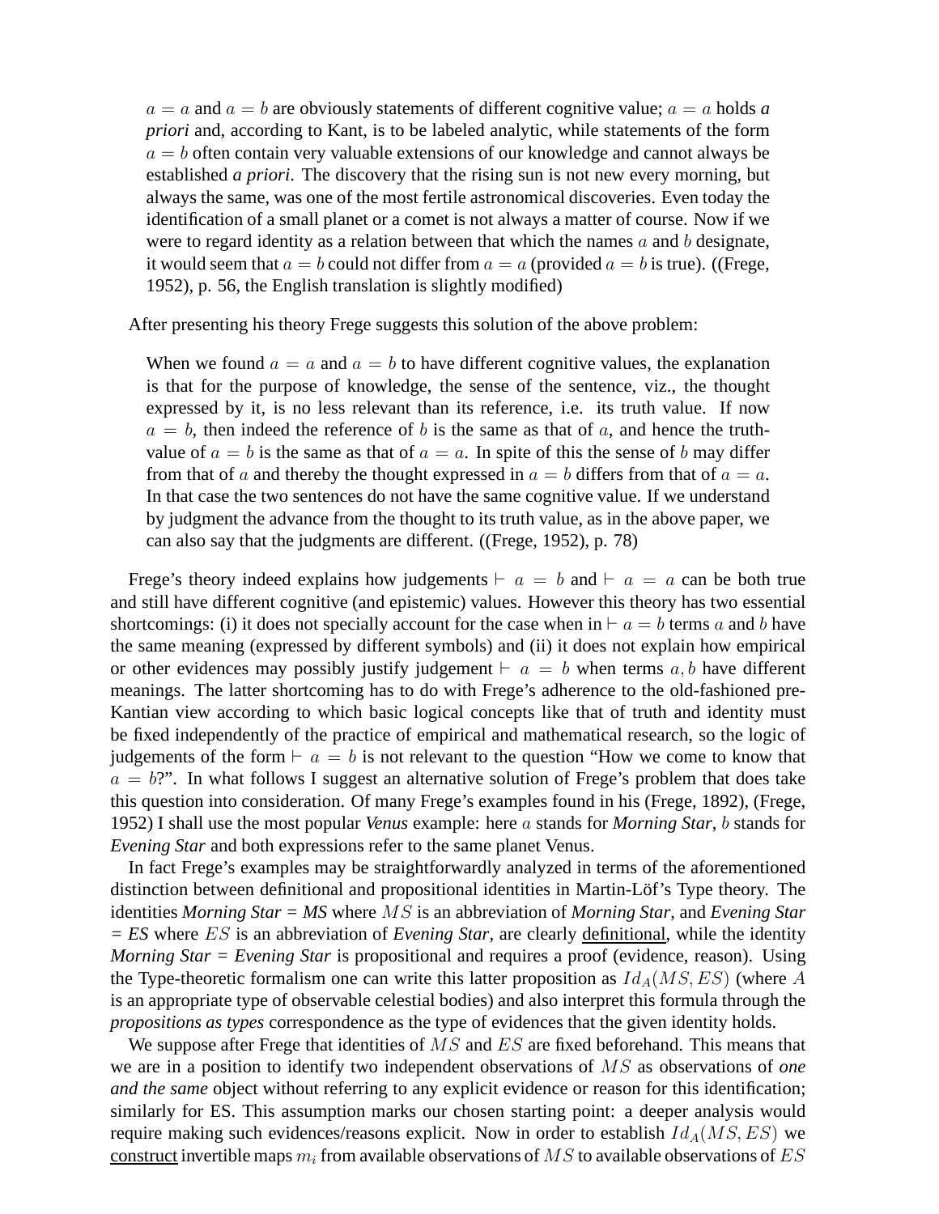> $a = a$ and $a = b$ are obviously statements of different cognitive value; $a = a$ holds ***a priori*** and, according to Kant, is to be labeled analytic, while statements of the form $a = b$ often contain very valuable extensions of our knowledge and cannot always be established ***a priori***. The discovery that the rising sun is not new every morning, but always the same, was one of the most fertile astronomical discoveries. Even today the identification of a small planet or a comet is not always a matter of course. Now if we were to regard identity as a relation between that which the names $a$ and $b$ designate, it would seem that $a = b$ could not differ from $a = a$ (provided $a = b$ is true). ((Frege, 1952), p. 56, the English translation is slightly modified)

After presenting his theory Frege suggests this solution of the above problem:

> When we found $a = a$ and $a = b$ to have different cognitive values, the explanation is that for the purpose of knowledge, the sense of the sentence, viz., the thought expressed by it, is no less relevant than its reference, i.e. its truth value. If now $a = b$, then indeed the reference of $b$ is the same as that of $a$, and hence the truth-value of $a = b$ is the same as that of $a = a$. In spite of this the sense of $b$ may differ from that of $a$ and thereby the thought expressed in $a = b$ differs from that of $a = a$. In that case the two sentences do not have the same cognitive value. If we understand by judgment the advance from the thought to its truth value, as in the above paper, we can also say that the judgments are different. ((Frege, 1952), p. 78)

Frege's theory indeed explains how judgements $\vdash a = b$ and $\vdash a = a$ can be both true and still have different cognitive (and epistemic) values. However this theory has two essential shortcomings: (i) it does not specially account for the case when in $\vdash a = b$ terms $a$ and $b$ have the same meaning (expressed by different symbols) and (ii) it does not explain how empirical or other evidences may possibly justify judgement $\vdash a = b$ when terms $a, b$ have different meanings. The latter shortcoming has to do with Frege's adherence to the old-fashioned pre-Kantian view according to which basic logical concepts like that of truth and identity must be fixed independently of the practice of empirical and mathematical research, so the logic of judgements of the form $\vdash a = b$ is not relevant to the question "How we come to know that $a = b$?". In what follows I suggest an alternative solution of Frege's problem that does take this question into consideration. Of many Frege's examples found in his (Frege, 1892), (Frege, 1952) I shall use the most popular ***Venus*** example: here $a$ stands for ***Morning Star***, $b$ stands for ***Evening Star*** and both expressions refer to the same planet Venus.

In fact Frege's examples may be straightforwardly analyzed in terms of the aforementioned distinction between definitional and propositional identities in Martin-Löf's Type theory. The identities ***Morning Star = MS*** where $MS$ is an abbreviation of ***Morning Star***, and ***Evening Star = ES*** where $ES$ is an abbreviation of ***Evening Star***, are clearly definitional, while the identity ***Morning Star = Evening Star*** is propositional and requires a proof (evidence, reason). Using the Type-theoretic formalism one can write this latter proposition as $Id_A(MS, ES)$ (where $A$ is an appropriate type of observable celestial bodies) and also interpret this formula through the *propositions as types* correspondence as the type of evidences that the given identity holds.

We suppose after Frege that identities of $MS$ and $ES$ are fixed beforehand. This means that we are in a position to identify two independent observations of $MS$ as observations of *one and the same* object without referring to any explicit evidence or reason for this identification; similarly for ES. This assumption marks our chosen starting point: a deeper analysis would require making such evidences/reasons explicit. Now in order to establish $Id_A(MS, ES)$ we construct invertible maps $m_i$ from available observations of $MS$ to available observations of $ES$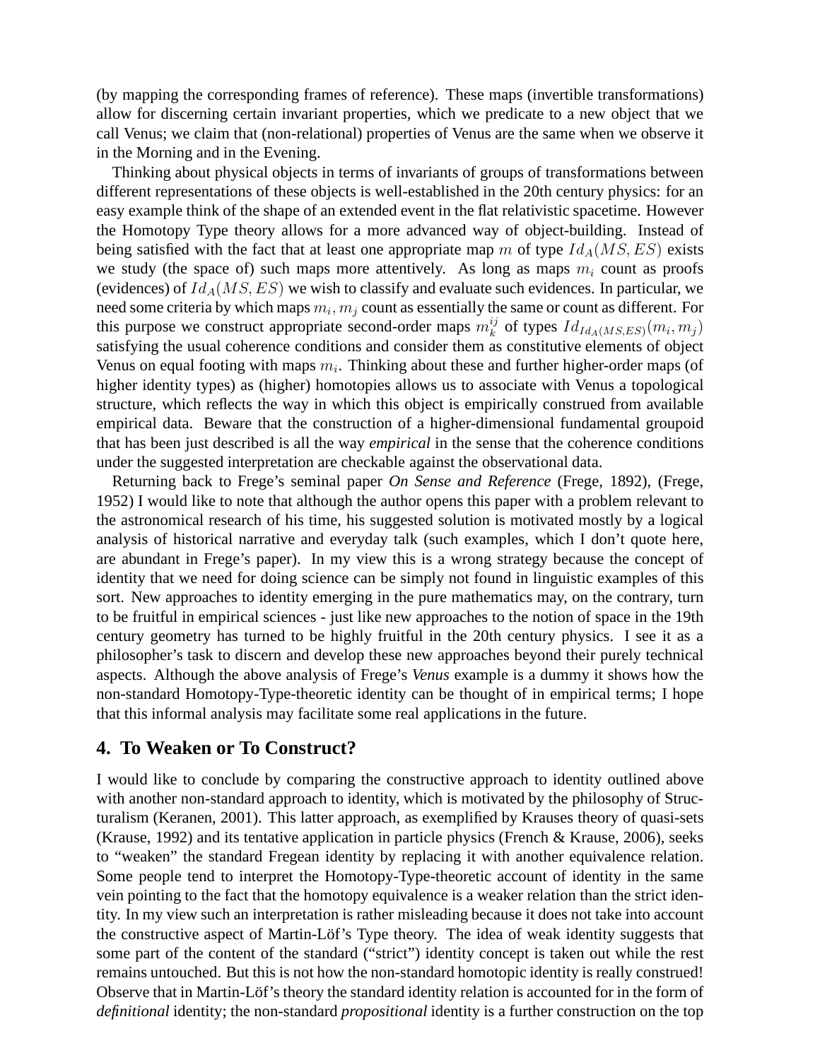(by mapping the corresponding frames of reference). These maps (invertible transformations) allow for discerning certain invariant properties, which we predicate to a new object that we call Venus; we claim that (non-relational) properties of Venus are the same when we observe it in the Morning and in the Evening.

Thinking about physical objects in terms of invariants of groups of transformations between different representations of these objects is well-established in the 20th century physics: for an easy example think of the shape of an extended event in the flat relativistic spacetime. However the Homotopy Type theory allows for a more advanced way of object-building. Instead of being satisfied with the fact that at least one appropriate map $m$ of type $Id_A(MS, ES)$ exists we study (the space of) such maps more attentively. As long as maps $m_i$ count as proofs (evidences) of $Id_A(MS, ES)$ we wish to classify and evaluate such evidences. In particular, we need some criteria by which maps $m_i, m_j$ count as essentially the same or count as different. For this purpose we construct appropriate second-order maps $m_k^{ij}$ of types $Id_{Id_A(MS,ES)}(m_i, m_j)$ satisfying the usual coherence conditions and consider them as constitutive elements of object Venus on equal footing with maps $m_i$. Thinking about these and further higher-order maps (of higher identity types) as (higher) homotopies allows us to associate with Venus a topological structure, which reflects the way in which this object is empirically construed from available empirical data. Beware that the construction of a higher-dimensional fundamental groupoid that has been just described is all the way *empirical* in the sense that the coherence conditions under the suggested interpretation are checkable against the observational data.

Returning back to Frege's seminal paper *On Sense and Reference* (Frege, 1892), (Frege, 1952) I would like to note that although the author opens this paper with a problem relevant to the astronomical research of his time, his suggested solution is motivated mostly by a logical analysis of historical narrative and everyday talk (such examples, which I don't quote here, are abundant in Frege's paper). In my view this is a wrong strategy because the concept of identity that we need for doing science can be simply not found in linguistic examples of this sort. New approaches to identity emerging in the pure mathematics may, on the contrary, turn to be fruitful in empirical sciences - just like new approaches to the notion of space in the 19th century geometry has turned to be highly fruitful in the 20th century physics. I see it as a philosopher's task to discern and develop these new approaches beyond their purely technical aspects. Although the above analysis of Frege's *Venus* example is a dummy it shows how the non-standard Homotopy-Type-theoretic identity can be thought of in empirical terms; I hope that this informal analysis may facilitate some real applications in the future.

## 4. To Weaken or To Construct?

I would like to conclude by comparing the constructive approach to identity outlined above with another non-standard approach to identity, which is motivated by the philosophy of Structuralism (Keranen, 2001). This latter approach, as exemplified by Krauses theory of quasi-sets (Krause, 1992) and its tentative application in particle physics (French & Krause, 2006), seeks to "weaken" the standard Fregean identity by replacing it with another equivalence relation. Some people tend to interpret the Homotopy-Type-theoretic account of identity in the same vein pointing to the fact that the homotopy equivalence is a weaker relation than the strict identity. In my view such an interpretation is rather misleading because it does not take into account the constructive aspect of Martin-Löf's Type theory. The idea of weak identity suggests that some part of the content of the standard ("strict") identity concept is taken out while the rest remains untouched. But this is not how the non-standard homotopic identity is really construed! Observe that in Martin-Löf's theory the standard identity relation is accounted for in the form of *definitional* identity; the non-standard *propositional* identity is a further construction on the top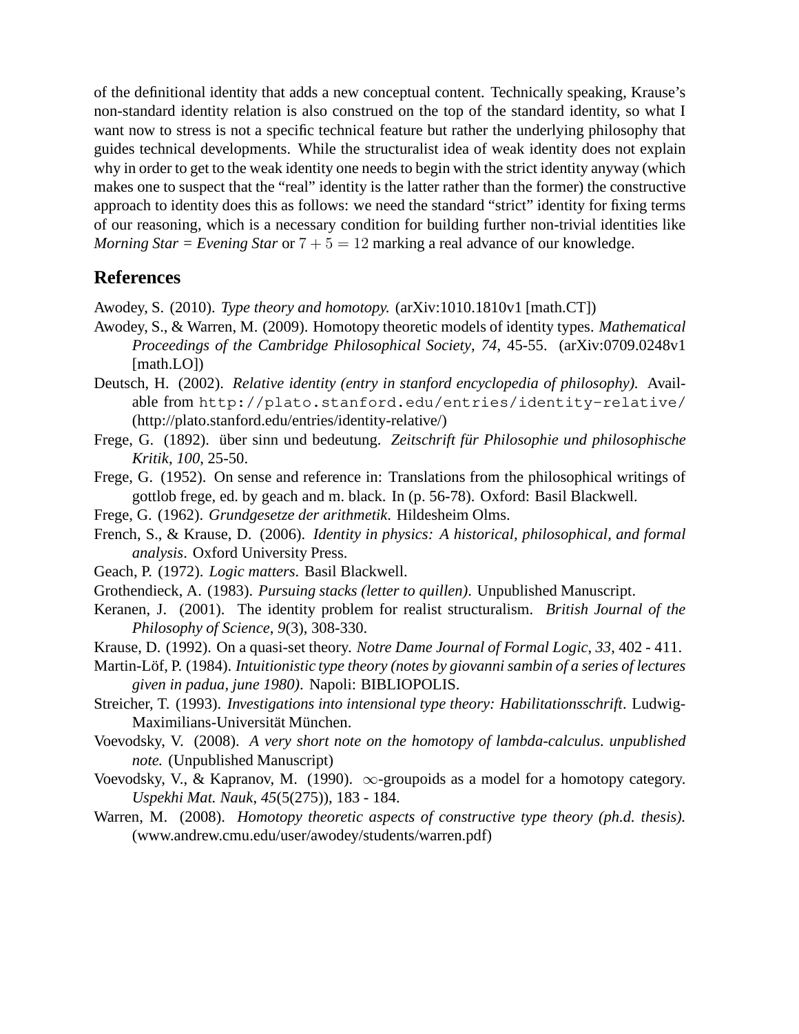of the definitional identity that adds a new conceptual content. Technically speaking, Krause's non-standard identity relation is also construed on the top of the standard identity, so what I want now to stress is not a specific technical feature but rather the underlying philosophy that guides technical developments. While the structuralist idea of weak identity does not explain why in order to get to the weak identity one needs to begin with the strict identity anyway (which makes one to suspect that the "real" identity is the latter rather than the former) the constructive approach to identity does this as follows: we need the standard "strict" identity for fixing terms of our reasoning, which is a necessary condition for building further non-trivial identities like *Morning Star = Evening Star* or $7 + 5 = 12$ marking a real advance of our knowledge.

## References

Awodey, S. (2010). *Type theory and homotopy.* (arXiv:1010.1810v1 [math.CT])

Awodey, S., & Warren, M. (2009). Homotopy theoretic models of identity types. *Mathematical Proceedings of the Cambridge Philosophical Society*, *74*, 45-55. (arXiv:0709.0248v1 [math.LO])

Deutsch, H. (2002). *Relative identity (entry in stanford encyclopedia of philosophy).* Available from http://plato.stanford.edu/entries/identity-relative/ (http://plato.stanford.edu/entries/identity-relative/)

Frege, G. (1892). über sinn und bedeutung. *Zeitschrift für Philosophie und philosophische Kritik*, *100*, 25-50.

Frege, G. (1952). On sense and reference in: Translations from the philosophical writings of gottlob frege, ed. by geach and m. black. In (p. 56-78). Oxford: Basil Blackwell.

Frege, G. (1962). *Grundgesetze der arithmetik*. Hildesheim Olms.

French, S., & Krause, D. (2006). *Identity in physics: A historical, philosophical, and formal analysis*. Oxford University Press.

Geach, P. (1972). *Logic matters*. Basil Blackwell.

Grothendieck, A. (1983). *Pursuing stacks (letter to quillen)*. Unpublished Manuscript.

Keranen, J. (2001). The identity problem for realist structuralism. *British Journal of the Philosophy of Science*, *9*(3), 308-330.

Krause, D. (1992). On a quasi-set theory. *Notre Dame Journal of Formal Logic*, *33*, 402 - 411.

Martin-Löf, P. (1984). *Intuitionistic type theory (notes by giovanni sambin of a series of lectures given in padua, june 1980)*. Napoli: BIBLIOPOLIS.

Streicher, T. (1993). *Investigations into intensional type theory: Habilitationsschrift*. Ludwig-Maximilians-Universität München.

Voevodsky, V. (2008). *A very short note on the homotopy of lambda-calculus. unpublished note.* (Unpublished Manuscript)

Voevodsky, V., & Kapranov, M. (1990). $\infty$-groupoids as a model for a homotopy category. *Uspekhi Mat. Nauk*, *45*(5(275)), 183 - 184.

Warren, M. (2008). *Homotopy theoretic aspects of constructive type theory (ph.d. thesis).* (www.andrew.cmu.edu/user/awodey/students/warren.pdf)